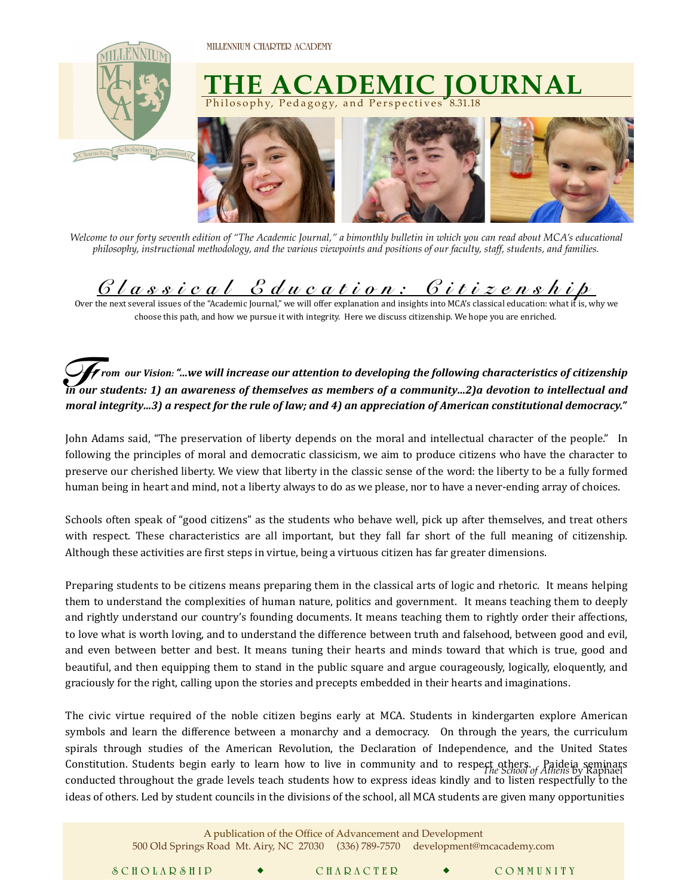MILLENNIUM CHARTER ACADEMY

# THE ACADEMIC JOURNAL

Philosophy, Pedagogy, and Perspectives 8.31.18

*Welcome to our forty seventh edition of "The Academic Journal," a bimonthly bulletin in which you can read about MCA's educational philosophy, instructional methodology, and the various viewpoints and positions of our faculty, staff, students, and families.*

## Classical Education: Citizenship

Over the next several issues of the "Academic Journal," we will offer explanation and insights into MCA's classical education: what it is, why we choose this path, and how we pursue it with integrity. Here we discuss citizenship. We hope you are enriched.

***From our Vision: "…we will increase our attention to developing the following characteristics of citizenship in our students: 1) an awareness of themselves as members of a community…2)a devotion to intellectual and moral integrity…3) a respect for the rule of law; and 4) an appreciation of American constitutional democracy."***

John Adams said, "The preservation of liberty depends on the moral and intellectual character of the people." In following the principles of moral and democratic classicism, we aim to produce citizens who have the character to preserve our cherished liberty. We view that liberty in the classic sense of the word: the liberty to be a fully formed human being in heart and mind, not a liberty always to do as we please, nor to have a never-ending array of choices.

Schools often speak of "good citizens" as the students who behave well, pick up after themselves, and treat others with respect. These characteristics are all important, but they fall far short of the full meaning of citizenship. Although these activities are first steps in virtue, being a virtuous citizen has far greater dimensions.

Preparing students to be citizens means preparing them in the classical arts of logic and rhetoric. It means helping them to understand the complexities of human nature, politics and government. It means teaching them to deeply and rightly understand our country's founding documents. It means teaching them to rightly order their affections, to love what is worth loving, and to understand the difference between truth and falsehood, between good and evil, and even between better and best. It means tuning their hearts and minds toward that which is true, good and beautiful, and then equipping them to stand in the public square and argue courageously, logically, eloquently, and graciously for the right, calling upon the stories and precepts embedded in their hearts and imaginations.

The civic virtue required of the noble citizen begins early at MCA. Students in kindergarten explore American symbols and learn the difference between a monarchy and a democracy. On through the years, the curriculum spirals through studies of the American Revolution, the Declaration of Independence, and the United States Constitution. Students begin early to learn how to live in community and to respect others. Paideia seminars conducted throughout the grade levels teach students how to express ideas kindly and to listen respectfully to the ideas of others. Led by student councils in the divisions of the school, all MCA students are given many opportunities

*The School of Athens* by Raphael

A publication of the Office of Advancement and Development
500 Old Springs Road Mt. Airy, NC 27030 (336) 789-7570 development@mcacademy.com

SCHOLARSHIP ◆ CHARACTER ◆ COMMUNITY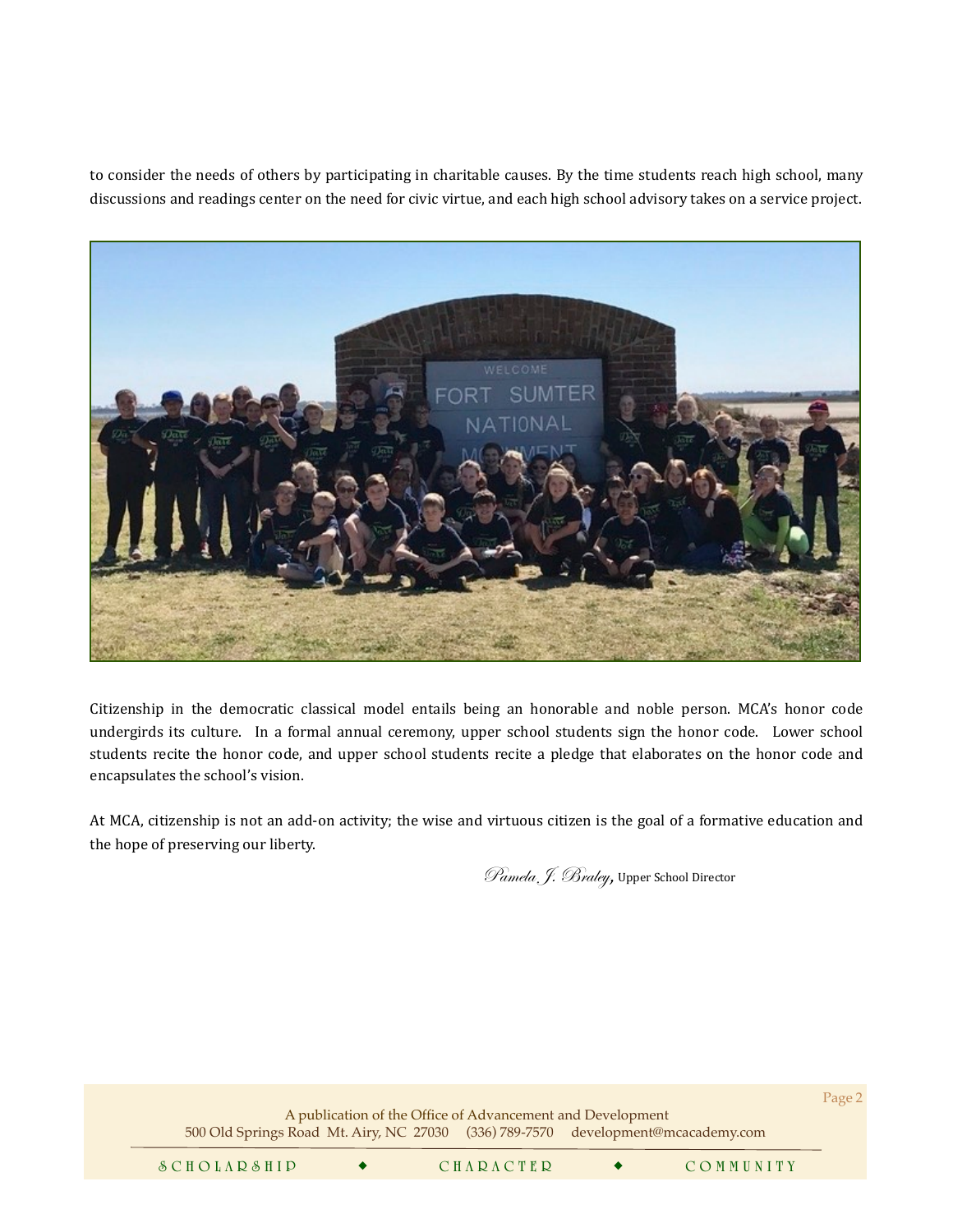to consider the needs of others by participating in charitable causes. By the time students reach high school, many discussions and readings center on the need for civic virtue, and each high school advisory takes on a service project.

Citizenship in the democratic classical model entails being an honorable and noble person. MCA's honor code undergirds its culture. In a formal annual ceremony, upper school students sign the honor code. Lower school students recite the honor code, and upper school students recite a pledge that elaborates on the honor code and encapsulates the school's vision.

At MCA, citizenship is not an add-on activity; the wise and virtuous citizen is the goal of a formative education and the hope of preserving our liberty.

*Pamela J. Braley*, Upper School Director

A publication of the Office of Advancement and Development
500 Old Springs Road Mt. Airy, NC 27030 (336) 789-7570 development@mcacademy.com

SCHOLARSHIP ◆ CHARACTER ◆ COMMUNITY